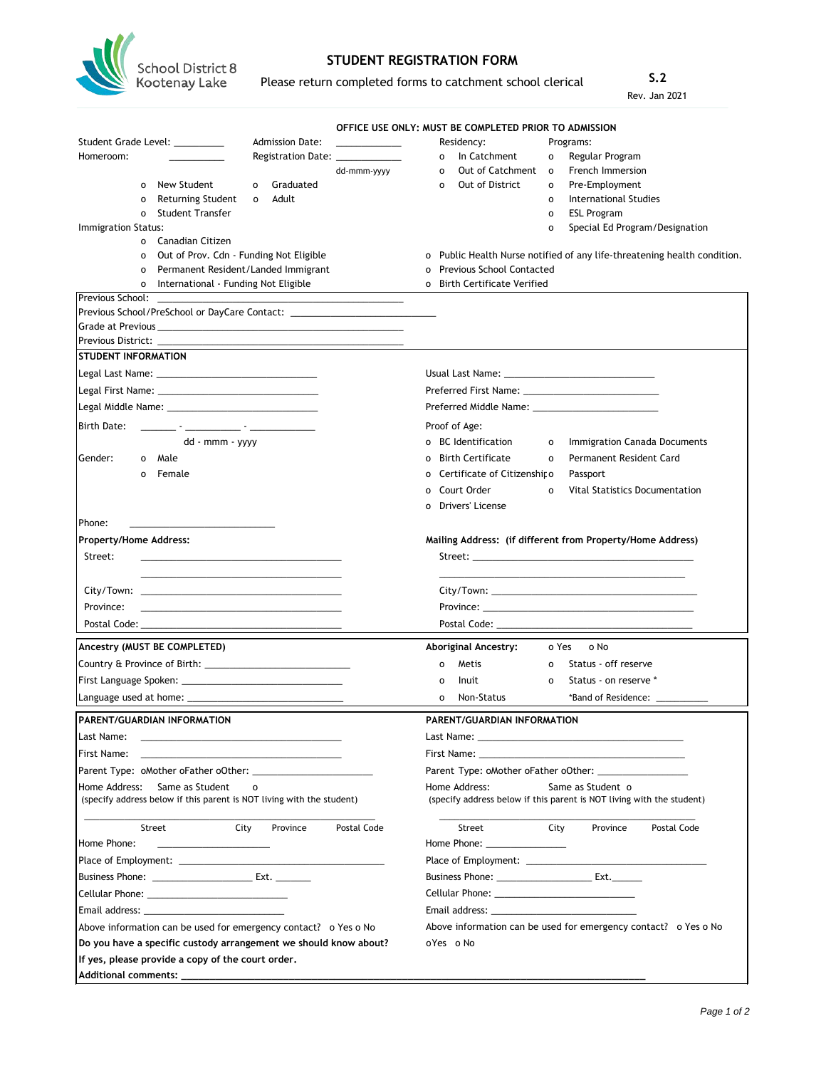School District 8 Kootenay Lake

# STUDENT REGISTRATION FORM

Please return completed forms to catchment school clerical

**S.2**
Rev. Jan 2021

**OFFICE USE ONLY: MUST BE COMPLETED PRIOR TO ADMISSION**

Student Grade Level: __________ Admission Date: ____________

Homeroom: __________ Registration Date: ____________ dd-mmm-yyyy

- o New Student
- o Returning Student
- o Student Transfer
- o Graduated
- o Adult

Immigration Status:

- o Canadian Citizen
- o Out of Prov. Cdn - Funding Not Eligible
- o Permanent Resident/Landed Immigrant
- o International - Funding Not Eligible

Residency:

- o In Catchment
- o Out of Catchment
- o Out of District

Programs:

- o Regular Program
- o French Immersion
- o Pre-Employment
- o International Studies
- o ESL Program
- o Special Ed Program/Designation

- o Public Health Nurse notified of any life-threatening health condition.
- o Previous School Contacted
- o Birth Certificate Verified

Previous School: ________________________________

Previous School/PreSchool or DayCare Contact: ________________________

Grade at Previous ________________________________

Previous District: ________________________________

**STUDENT INFORMATION**

Legal Last Name: ______________________ Usual Last Name: ______________________

Legal First Name: ______________________ Preferred First Name: ______________________

Legal Middle Name: ______________________ Preferred Middle Name: ______________________

Birth Date: ______ - __________ - __________ (dd - mmm - yyyy)

Gender:

- o Male
- o Female

Proof of Age:

- o BC Identification
- o Birth Certificate
- o Certificate of Citizenship
- o Court Order
- o Drivers' License
- o Immigration Canada Documents
- o Permanent Resident Card
- o Passport
- o Vital Statistics Documentation

Phone: ______________________

**Property/Home Address:**

Street: ______________________________

City/Town: ______________________________

Province: ______________________________

Postal Code: ______________________________

**Mailing Address: (if different from Property/Home Address)**

Street: ______________________________

City/Town: ______________________________

Province: ______________________________

Postal Code: ______________________________

**Ancestry (MUST BE COMPLETED)**

Country & Province of Birth: ______________________

First Language Spoken: ______________________

Language used at home: ______________________

**Aboriginal Ancestry:** o Yes o No

- o Metis
- o Inuit
- o Non-Status
- o Status - off reserve
- o Status - on reserve *

*Band of Residence: __________

**PARENT/GUARDIAN INFORMATION**

Last Name: ______________________________

First Name: ______________________________

Parent Type: oMother oFather oOther: ______________________

Home Address: Same as Student o
(specify address below if this parent is NOT living with the student)

______________________________________________
Street City Province Postal Code

Home Phone: ____________________

Place of Employment: ______________________________

Business Phone: __________________ Ext. _______

Cellular Phone: ______________________

Email address: ______________________

Above information can be used for emergency contact? o Yes o No

**PARENT/GUARDIAN INFORMATION**

Last Name: ______________________________

First Name: ______________________________

Parent Type: oMother oFather oOther: ________________

Home Address: Same as Student o
(specify address below if this parent is NOT living with the student)

______________________________________________
Street City Province Postal Code

Home Phone: _______________

Place of Employment: ______________________________

Business Phone: _________________ Ext.______

Cellular Phone: ______________________

Email address: ______________________

Above information can be used for emergency contact? o Yes o No

**Do you have a specific custody arrangement we should know about?** oYes o No

**If yes, please provide a copy of the court order.**

**Additional comments:** ________________________________________________________________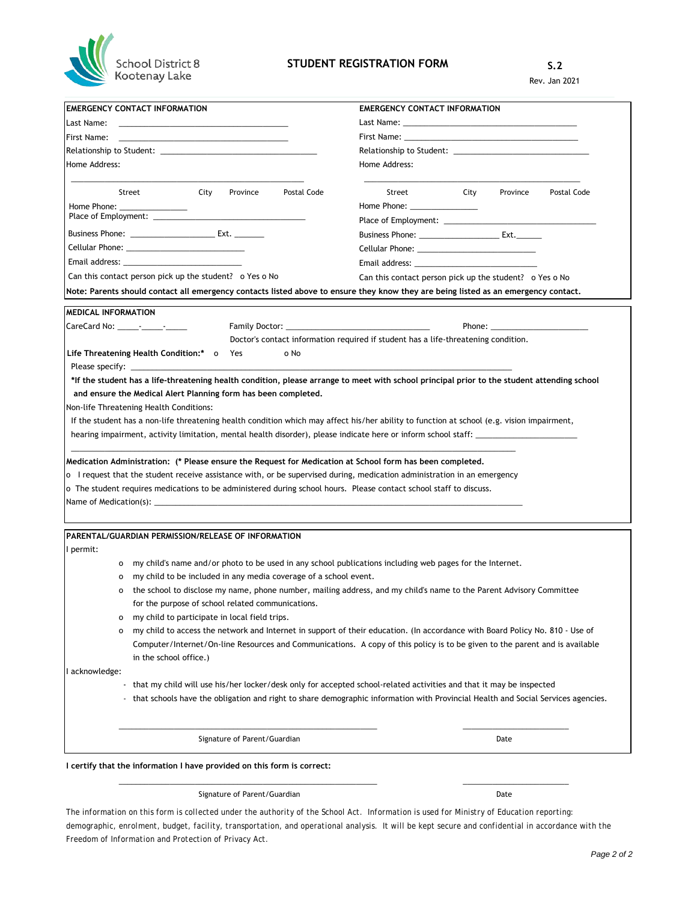School District 8 Kootenay Lake

# STUDENT REGISTRATION FORM

**S.2**

Rev. Jan 2021

| **EMERGENCY CONTACT INFORMATION** | **EMERGENCY CONTACT INFORMATION** |
|---|---|
| Last Name: ______________________________ | Last Name: ______________________________ |
| First Name: ______________________________ | First Name: ______________________________ |
| Relationship to Student: ______________________________ | Relationship to Student: ______________________________ |
| Home Address: ______________________________ | Home Address: ______________________________ |
| Street City Province Postal Code | Street City Province Postal Code |
| Home Phone: ______________ | Home Phone: ______________ |
| Place of Employment: ______________________________ | Place of Employment: ______________________________ |
| Business Phone: ______________ Ext. ______ | Business Phone: ______________ Ext. ______ |
| Cellular Phone: ______________________________ | Cellular Phone: ______________________________ |
| Email address: ______________________________ | Email address: ______________________________ |
| Can this contact person pick up the student? o Yes o No | Can this contact person pick up the student? o Yes o No |

**Note: Parents should contact all emergency contacts listed above to ensure they know they are being listed as an emergency contact.**

## MEDICAL INFORMATION

CareCard No: _____-_____-_____ Family Doctor: ______________________________ Phone: ______________________

Doctor's contact information required if student has a life-threatening condition.

**Life Threatening Health Condition:*** o Yes o No

Please specify: ____________________________________________________________

**\*If the student has a life-threatening health condition, please arrange to meet with school principal prior to the student attending school and ensure the Medical Alert Planning form has been completed.**

Non-life Threatening Health Conditions:

If the student has a non-life threatening health condition which may affect his/her ability to function at school (e.g. vision impairment, hearing impairment, activity limitation, mental health disorder), please indicate here or inform school staff: ______________________

____________________________________________________________

**Medication Administration: (\* Please ensure the Request for Medication at School form has been completed.**

o I request that the student receive assistance with, or be supervised during, medication administration in an emergency

o The student requires medications to be administered during school hours. Please contact school staff to discuss.

Name of Medication(s): ____________________________________________________________

## PARENTAL/GUARDIAN PERMISSION/RELEASE OF INFORMATION

I permit:

- o my child's name and/or photo to be used in any school publications including web pages for the Internet.
- o my child to be included in any media coverage of a school event.
- o the school to disclose my name, phone number, mailing address, and my child's name to the Parent Advisory Committee for the purpose of school related communications.
- o my child to participate in local field trips.
- o my child to access the network and Internet in support of their education. (In accordance with Board Policy No. 810 - Use of Computer/Internet/On-line Resources and Communications. A copy of this policy is to be given to the parent and is available in the school office.)

I acknowledge:

- that my child will use his/her locker/desk only for accepted school-related activities and that it may be inspected
- that schools have the obligation and right to share demographic information with Provincial Health and Social Services agencies.

______________________________ ______________________

Signature of Parent/Guardian Date

**I certify that the information I have provided on this form is correct:**

______________________________ ______________________

Signature of Parent/Guardian Date

The information on this form is collected under the authority of the School Act. Information is used for Ministry of Education reporting: demographic, enrolment, budget, facility, transportation, and operational analysis. It will be kept secure and confidential in accordance with the Freedom of Information and Protection of Privacy Act.